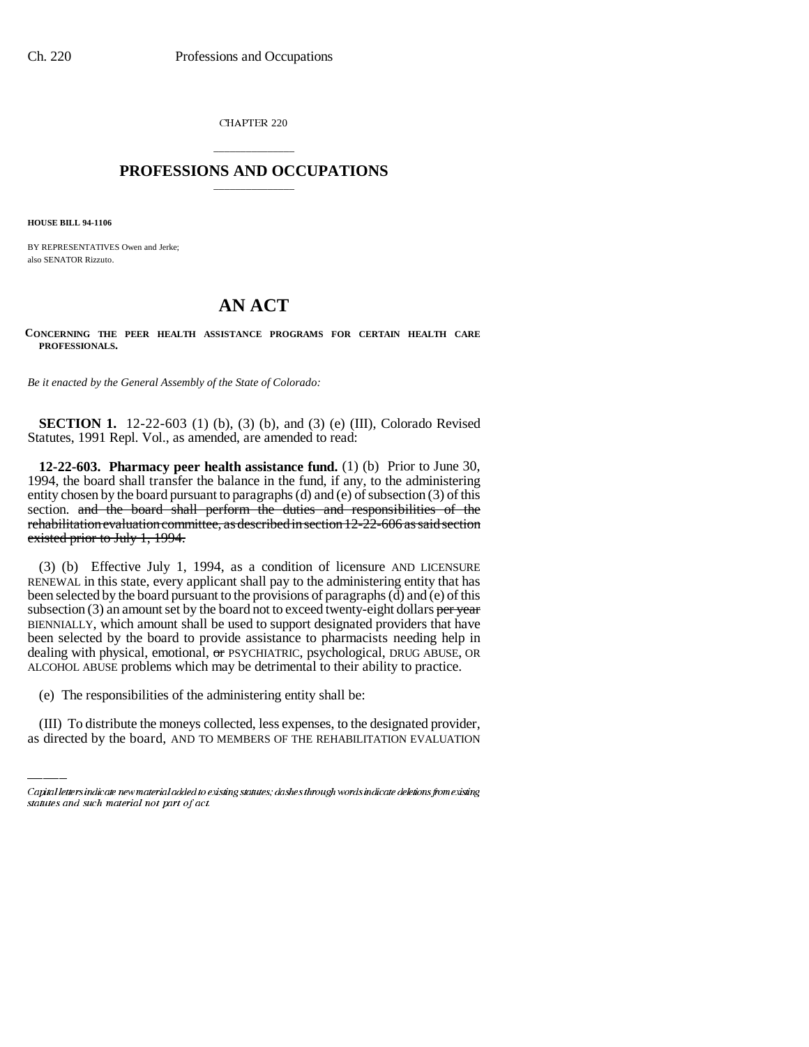CHAPTER 220

# PROFESSIONS AND OCCUPATIONS

**HOUSE BILL 94-1106**

BY REPRESENTATIVES Owen and Jerke;
also SENATOR Rizzuto.

# AN ACT

**CONCERNING THE PEER HEALTH ASSISTANCE PROGRAMS FOR CERTAIN HEALTH CARE PROFESSIONALS.**

*Be it enacted by the General Assembly of the State of Colorado:*

**SECTION 1.** 12-22-603 (1) (b), (3) (b), and (3) (e) (III), Colorado Revised Statutes, 1991 Repl. Vol., as amended, are amended to read:

**12-22-603. Pharmacy peer health assistance fund.** (1) (b) Prior to June 30, 1994, the board shall transfer the balance in the fund, if any, to the administering entity chosen by the board pursuant to paragraphs (d) and (e) of subsection (3) of this section. ~~and the board shall perform the duties and responsibilities of the rehabilitation evaluation committee, as described in section 12-22-606 as said section existed prior to July 1, 1994.~~

(3) (b) Effective July 1, 1994, as a condition of licensure AND LICENSURE RENEWAL in this state, every applicant shall pay to the administering entity that has been selected by the board pursuant to the provisions of paragraphs (d) and (e) of this subsection (3) an amount set by the board not to exceed twenty-eight dollars ~~per year~~ BIENNIALLY, which amount shall be used to support designated providers that have been selected by the board to provide assistance to pharmacists needing help in dealing with physical, emotional, ~~or~~ PSYCHIATRIC, psychological, DRUG ABUSE, OR ALCOHOL ABUSE problems which may be detrimental to their ability to practice.

(e) The responsibilities of the administering entity shall be:

(III) To distribute the moneys collected, less expenses, to the designated provider, as directed by the board, AND TO MEMBERS OF THE REHABILITATION EVALUATION

Capital letters indicate new material added to existing statutes; dashes through words indicate deletions from existing statutes and such material not part of act.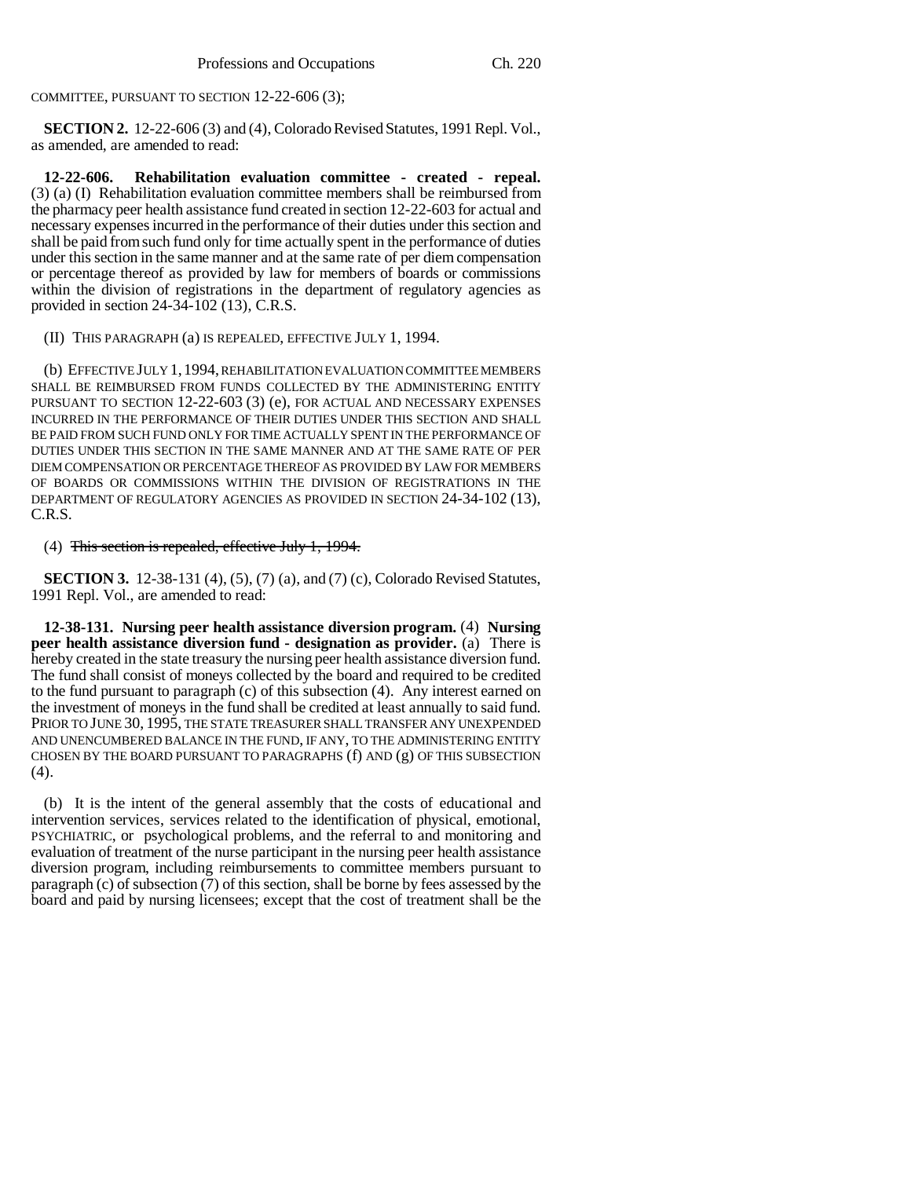COMMITTEE, PURSUANT TO SECTION 12-22-606 (3);

**SECTION 2.** 12-22-606 (3) and (4), Colorado Revised Statutes, 1991 Repl. Vol., as amended, are amended to read:

**12-22-606. Rehabilitation evaluation committee - created - repeal.** (3) (a) (I) Rehabilitation evaluation committee members shall be reimbursed from the pharmacy peer health assistance fund created in section 12-22-603 for actual and necessary expenses incurred in the performance of their duties under this section and shall be paid from such fund only for time actually spent in the performance of duties under this section in the same manner and at the same rate of per diem compensation or percentage thereof as provided by law for members of boards or commissions within the division of registrations in the department of regulatory agencies as provided in section 24-34-102 (13), C.R.S.

(II) THIS PARAGRAPH (a) IS REPEALED, EFFECTIVE JULY 1, 1994.

(b) EFFECTIVE JULY 1, 1994, REHABILITATION EVALUATION COMMITTEE MEMBERS SHALL BE REIMBURSED FROM FUNDS COLLECTED BY THE ADMINISTERING ENTITY PURSUANT TO SECTION 12-22-603 (3) (e), FOR ACTUAL AND NECESSARY EXPENSES INCURRED IN THE PERFORMANCE OF THEIR DUTIES UNDER THIS SECTION AND SHALL BE PAID FROM SUCH FUND ONLY FOR TIME ACTUALLY SPENT IN THE PERFORMANCE OF DUTIES UNDER THIS SECTION IN THE SAME MANNER AND AT THE SAME RATE OF PER DIEM COMPENSATION OR PERCENTAGE THEREOF AS PROVIDED BY LAW FOR MEMBERS OF BOARDS OR COMMISSIONS WITHIN THE DIVISION OF REGISTRATIONS IN THE DEPARTMENT OF REGULATORY AGENCIES AS PROVIDED IN SECTION 24-34-102 (13), C.R.S.

(4) ~~This section is repealed, effective July 1, 1994.~~

**SECTION 3.** 12-38-131 (4), (5), (7) (a), and (7) (c), Colorado Revised Statutes, 1991 Repl. Vol., are amended to read:

**12-38-131. Nursing peer health assistance diversion program.** (4) **Nursing peer health assistance diversion fund - designation as provider.** (a) There is hereby created in the state treasury the nursing peer health assistance diversion fund. The fund shall consist of moneys collected by the board and required to be credited to the fund pursuant to paragraph (c) of this subsection (4). Any interest earned on the investment of moneys in the fund shall be credited at least annually to said fund. PRIOR TO JUNE 30, 1995, THE STATE TREASURER SHALL TRANSFER ANY UNEXPENDED AND UNENCUMBERED BALANCE IN THE FUND, IF ANY, TO THE ADMINISTERING ENTITY CHOSEN BY THE BOARD PURSUANT TO PARAGRAPHS (f) AND (g) OF THIS SUBSECTION (4).

(b) It is the intent of the general assembly that the costs of educational and intervention services, services related to the identification of physical, emotional, PSYCHIATRIC, or psychological problems, and the referral to and monitoring and evaluation of treatment of the nurse participant in the nursing peer health assistance diversion program, including reimbursements to committee members pursuant to paragraph (c) of subsection (7) of this section, shall be borne by fees assessed by the board and paid by nursing licensees; except that the cost of treatment shall be the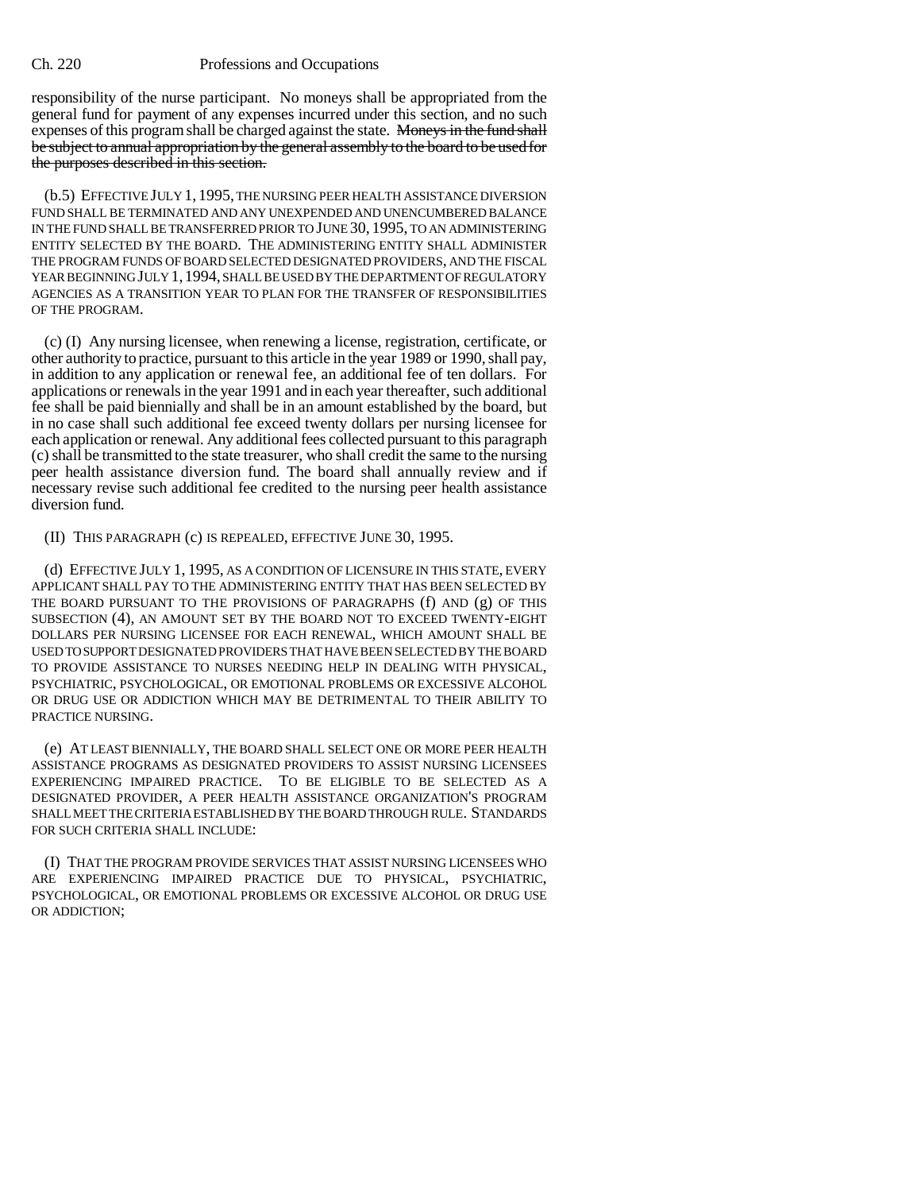responsibility of the nurse participant. No moneys shall be appropriated from the general fund for payment of any expenses incurred under this section, and no such expenses of this program shall be charged against the state. ~~Moneys in the fund shall be subject to annual appropriation by the general assembly to the board to be used for the purposes described in this section.~~

(b.5) EFFECTIVE JULY 1, 1995, THE NURSING PEER HEALTH ASSISTANCE DIVERSION FUND SHALL BE TERMINATED AND ANY UNEXPENDED AND UNENCUMBERED BALANCE IN THE FUND SHALL BE TRANSFERRED PRIOR TO JUNE 30, 1995, TO AN ADMINISTERING ENTITY SELECTED BY THE BOARD. THE ADMINISTERING ENTITY SHALL ADMINISTER THE PROGRAM FUNDS OF BOARD SELECTED DESIGNATED PROVIDERS, AND THE FISCAL YEAR BEGINNING JULY 1, 1994, SHALL BE USED BY THE DEPARTMENT OF REGULATORY AGENCIES AS A TRANSITION YEAR TO PLAN FOR THE TRANSFER OF RESPONSIBILITIES OF THE PROGRAM.

(c) (I) Any nursing licensee, when renewing a license, registration, certificate, or other authority to practice, pursuant to this article in the year 1989 or 1990, shall pay, in addition to any application or renewal fee, an additional fee of ten dollars. For applications or renewals in the year 1991 and in each year thereafter, such additional fee shall be paid biennially and shall be in an amount established by the board, but in no case shall such additional fee exceed twenty dollars per nursing licensee for each application or renewal. Any additional fees collected pursuant to this paragraph (c) shall be transmitted to the state treasurer, who shall credit the same to the nursing peer health assistance diversion fund. The board shall annually review and if necessary revise such additional fee credited to the nursing peer health assistance diversion fund.

(II) THIS PARAGRAPH (c) IS REPEALED, EFFECTIVE JUNE 30, 1995.

(d) EFFECTIVE JULY 1, 1995, AS A CONDITION OF LICENSURE IN THIS STATE, EVERY APPLICANT SHALL PAY TO THE ADMINISTERING ENTITY THAT HAS BEEN SELECTED BY THE BOARD PURSUANT TO THE PROVISIONS OF PARAGRAPHS (f) AND (g) OF THIS SUBSECTION (4), AN AMOUNT SET BY THE BOARD NOT TO EXCEED TWENTY-EIGHT DOLLARS PER NURSING LICENSEE FOR EACH RENEWAL, WHICH AMOUNT SHALL BE USED TO SUPPORT DESIGNATED PROVIDERS THAT HAVE BEEN SELECTED BY THE BOARD TO PROVIDE ASSISTANCE TO NURSES NEEDING HELP IN DEALING WITH PHYSICAL, PSYCHIATRIC, PSYCHOLOGICAL, OR EMOTIONAL PROBLEMS OR EXCESSIVE ALCOHOL OR DRUG USE OR ADDICTION WHICH MAY BE DETRIMENTAL TO THEIR ABILITY TO PRACTICE NURSING.

(e) AT LEAST BIENNIALLY, THE BOARD SHALL SELECT ONE OR MORE PEER HEALTH ASSISTANCE PROGRAMS AS DESIGNATED PROVIDERS TO ASSIST NURSING LICENSEES EXPERIENCING IMPAIRED PRACTICE. TO BE ELIGIBLE TO BE SELECTED AS A DESIGNATED PROVIDER, A PEER HEALTH ASSISTANCE ORGANIZATION'S PROGRAM SHALL MEET THE CRITERIA ESTABLISHED BY THE BOARD THROUGH RULE. STANDARDS FOR SUCH CRITERIA SHALL INCLUDE:

(I) THAT THE PROGRAM PROVIDE SERVICES THAT ASSIST NURSING LICENSEES WHO ARE EXPERIENCING IMPAIRED PRACTICE DUE TO PHYSICAL, PSYCHIATRIC, PSYCHOLOGICAL, OR EMOTIONAL PROBLEMS OR EXCESSIVE ALCOHOL OR DRUG USE OR ADDICTION;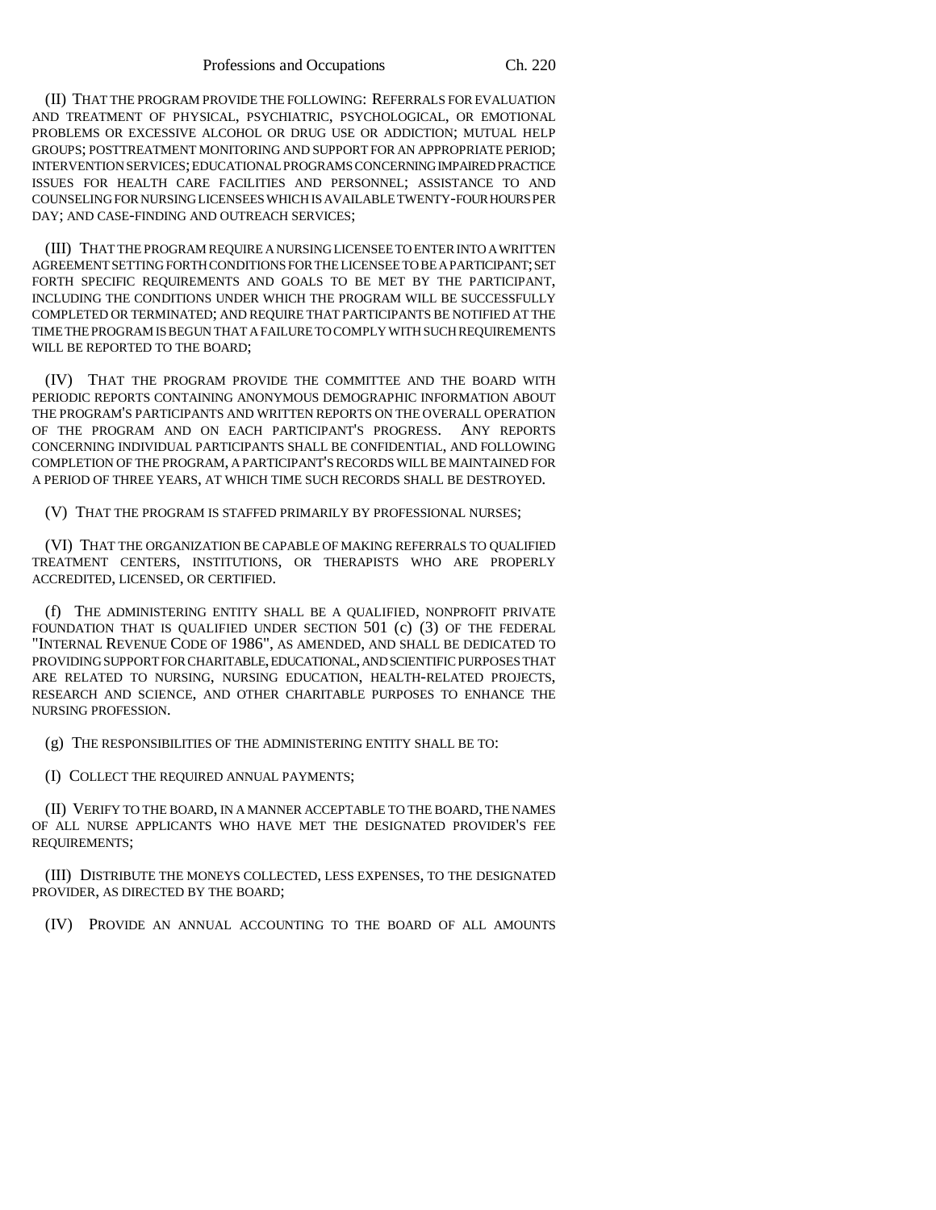(II) THAT THE PROGRAM PROVIDE THE FOLLOWING: REFERRALS FOR EVALUATION AND TREATMENT OF PHYSICAL, PSYCHIATRIC, PSYCHOLOGICAL, OR EMOTIONAL PROBLEMS OR EXCESSIVE ALCOHOL OR DRUG USE OR ADDICTION; MUTUAL HELP GROUPS; POSTTREATMENT MONITORING AND SUPPORT FOR AN APPROPRIATE PERIOD; INTERVENTION SERVICES; EDUCATIONAL PROGRAMS CONCERNING IMPAIRED PRACTICE ISSUES FOR HEALTH CARE FACILITIES AND PERSONNEL; ASSISTANCE TO AND COUNSELING FOR NURSING LICENSEES WHICH IS AVAILABLE TWENTY-FOUR HOURS PER DAY; AND CASE-FINDING AND OUTREACH SERVICES;

(III) THAT THE PROGRAM REQUIRE A NURSING LICENSEE TO ENTER INTO A WRITTEN AGREEMENT SETTING FORTH CONDITIONS FOR THE LICENSEE TO BE A PARTICIPANT; SET FORTH SPECIFIC REQUIREMENTS AND GOALS TO BE MET BY THE PARTICIPANT, INCLUDING THE CONDITIONS UNDER WHICH THE PROGRAM WILL BE SUCCESSFULLY COMPLETED OR TERMINATED; AND REQUIRE THAT PARTICIPANTS BE NOTIFIED AT THE TIME THE PROGRAM IS BEGUN THAT A FAILURE TO COMPLY WITH SUCH REQUIREMENTS WILL BE REPORTED TO THE BOARD;

(IV) THAT THE PROGRAM PROVIDE THE COMMITTEE AND THE BOARD WITH PERIODIC REPORTS CONTAINING ANONYMOUS DEMOGRAPHIC INFORMATION ABOUT THE PROGRAM'S PARTICIPANTS AND WRITTEN REPORTS ON THE OVERALL OPERATION OF THE PROGRAM AND ON EACH PARTICIPANT'S PROGRESS. ANY REPORTS CONCERNING INDIVIDUAL PARTICIPANTS SHALL BE CONFIDENTIAL, AND FOLLOWING COMPLETION OF THE PROGRAM, A PARTICIPANT'S RECORDS WILL BE MAINTAINED FOR A PERIOD OF THREE YEARS, AT WHICH TIME SUCH RECORDS SHALL BE DESTROYED.

(V) THAT THE PROGRAM IS STAFFED PRIMARILY BY PROFESSIONAL NURSES;

(VI) THAT THE ORGANIZATION BE CAPABLE OF MAKING REFERRALS TO QUALIFIED TREATMENT CENTERS, INSTITUTIONS, OR THERAPISTS WHO ARE PROPERLY ACCREDITED, LICENSED, OR CERTIFIED.

(f) THE ADMINISTERING ENTITY SHALL BE A QUALIFIED, NONPROFIT PRIVATE FOUNDATION THAT IS QUALIFIED UNDER SECTION 501 (c) (3) OF THE FEDERAL "INTERNAL REVENUE CODE OF 1986", AS AMENDED, AND SHALL BE DEDICATED TO PROVIDING SUPPORT FOR CHARITABLE, EDUCATIONAL, AND SCIENTIFIC PURPOSES THAT ARE RELATED TO NURSING, NURSING EDUCATION, HEALTH-RELATED PROJECTS, RESEARCH AND SCIENCE, AND OTHER CHARITABLE PURPOSES TO ENHANCE THE NURSING PROFESSION.

(g) THE RESPONSIBILITIES OF THE ADMINISTERING ENTITY SHALL BE TO:

(I) COLLECT THE REQUIRED ANNUAL PAYMENTS;

(II) VERIFY TO THE BOARD, IN A MANNER ACCEPTABLE TO THE BOARD, THE NAMES OF ALL NURSE APPLICANTS WHO HAVE MET THE DESIGNATED PROVIDER'S FEE REQUIREMENTS;

(III) DISTRIBUTE THE MONEYS COLLECTED, LESS EXPENSES, TO THE DESIGNATED PROVIDER, AS DIRECTED BY THE BOARD;

(IV) PROVIDE AN ANNUAL ACCOUNTING TO THE BOARD OF ALL AMOUNTS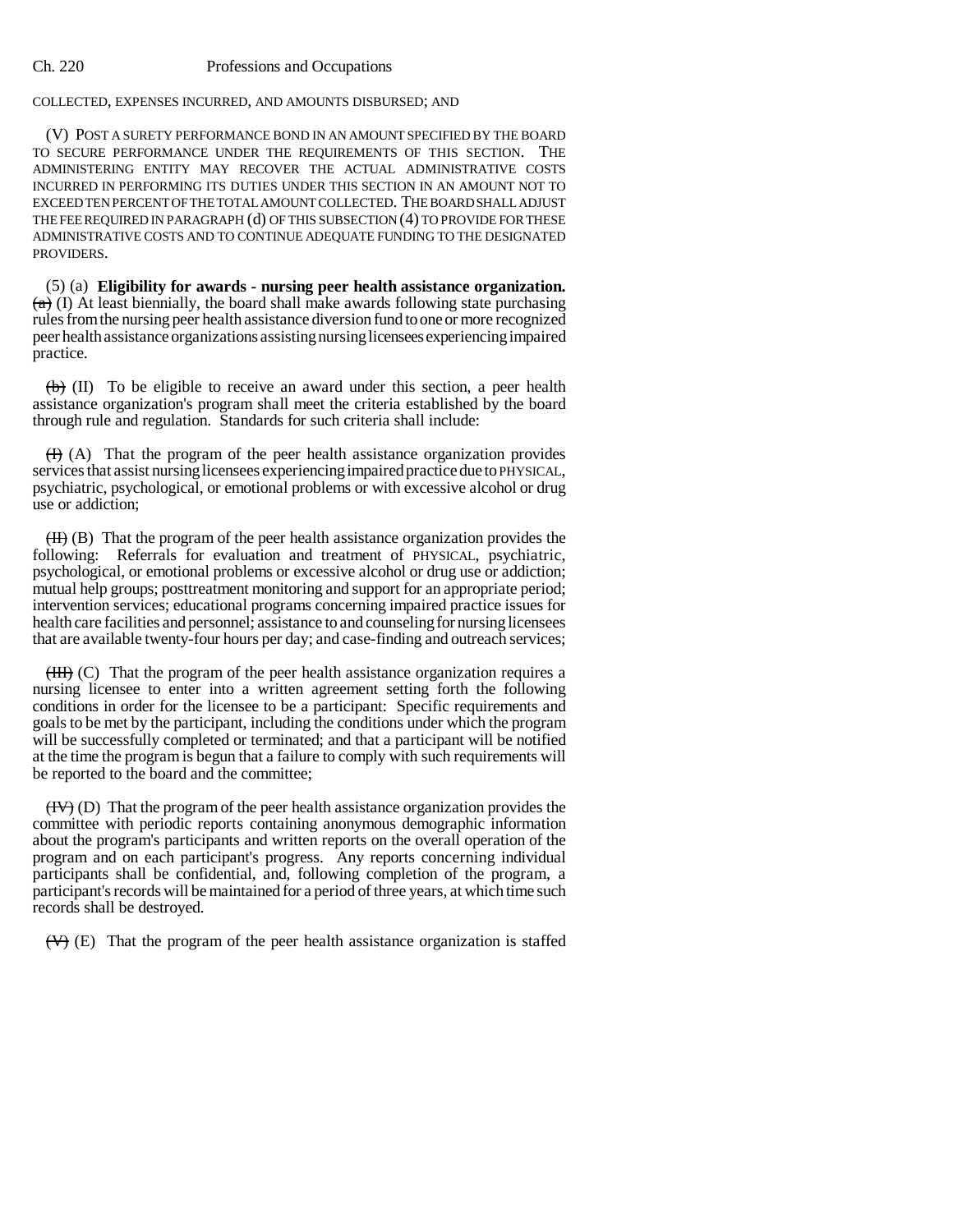COLLECTED, EXPENSES INCURRED, AND AMOUNTS DISBURSED; AND

(V) POST A SURETY PERFORMANCE BOND IN AN AMOUNT SPECIFIED BY THE BOARD TO SECURE PERFORMANCE UNDER THE REQUIREMENTS OF THIS SECTION. THE ADMINISTERING ENTITY MAY RECOVER THE ACTUAL ADMINISTRATIVE COSTS INCURRED IN PERFORMING ITS DUTIES UNDER THIS SECTION IN AN AMOUNT NOT TO EXCEED TEN PERCENT OF THE TOTAL AMOUNT COLLECTED. THE BOARD SHALL ADJUST THE FEE REQUIRED IN PARAGRAPH (d) OF THIS SUBSECTION (4) TO PROVIDE FOR THESE ADMINISTRATIVE COSTS AND TO CONTINUE ADEQUATE FUNDING TO THE DESIGNATED PROVIDERS.

(5) (a) **Eligibility for awards - nursing peer health assistance organization.** ~~(a)~~ (I) At least biennially, the board shall make awards following state purchasing rules from the nursing peer health assistance diversion fund to one or more recognized peer health assistance organizations assisting nursing licensees experiencing impaired practice.

~~(b)~~ (II) To be eligible to receive an award under this section, a peer health assistance organization's program shall meet the criteria established by the board through rule and regulation. Standards for such criteria shall include:

~~(I)~~ (A) That the program of the peer health assistance organization provides services that assist nursing licensees experiencing impaired practice due to PHYSICAL, psychiatric, psychological, or emotional problems or with excessive alcohol or drug use or addiction;

~~(II)~~ (B) That the program of the peer health assistance organization provides the following: Referrals for evaluation and treatment of PHYSICAL, psychiatric, psychological, or emotional problems or excessive alcohol or drug use or addiction; mutual help groups; posttreatment monitoring and support for an appropriate period; intervention services; educational programs concerning impaired practice issues for health care facilities and personnel; assistance to and counseling for nursing licensees that are available twenty-four hours per day; and case-finding and outreach services;

~~(III)~~ (C) That the program of the peer health assistance organization requires a nursing licensee to enter into a written agreement setting forth the following conditions in order for the licensee to be a participant: Specific requirements and goals to be met by the participant, including the conditions under which the program will be successfully completed or terminated; and that a participant will be notified at the time the program is begun that a failure to comply with such requirements will be reported to the board and the committee;

~~(IV)~~ (D) That the program of the peer health assistance organization provides the committee with periodic reports containing anonymous demographic information about the program's participants and written reports on the overall operation of the program and on each participant's progress. Any reports concerning individual participants shall be confidential, and, following completion of the program, a participant's records will be maintained for a period of three years, at which time such records shall be destroyed.

~~(V)~~ (E) That the program of the peer health assistance organization is staffed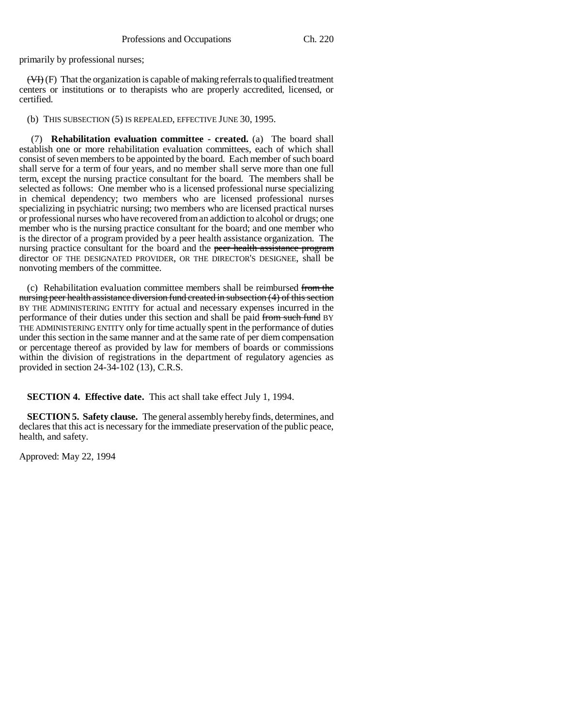primarily by professional nurses;

~~(VI)~~ (F) That the organization is capable of making referrals to qualified treatment centers or institutions or to therapists who are properly accredited, licensed, or certified.

(b) THIS SUBSECTION (5) IS REPEALED, EFFECTIVE JUNE 30, 1995.

(7) **Rehabilitation evaluation committee - created.** (a) The board shall establish one or more rehabilitation evaluation committees, each of which shall consist of seven members to be appointed by the board. Each member of such board shall serve for a term of four years, and no member shall serve more than one full term, except the nursing practice consultant for the board. The members shall be selected as follows: One member who is a licensed professional nurse specializing in chemical dependency; two members who are licensed professional nurses specializing in psychiatric nursing; two members who are licensed practical nurses or professional nurses who have recovered from an addiction to alcohol or drugs; one member who is the nursing practice consultant for the board; and one member who is the director of a program provided by a peer health assistance organization. The nursing practice consultant for the board and the ~~peer health assistance program~~ director OF THE DESIGNATED PROVIDER, OR THE DIRECTOR'S DESIGNEE, shall be nonvoting members of the committee.

(c) Rehabilitation evaluation committee members shall be reimbursed ~~from the nursing peer health assistance diversion fund created in subsection (4) of this section~~ BY THE ADMINISTERING ENTITY for actual and necessary expenses incurred in the performance of their duties under this section and shall be paid ~~from such fund~~ BY THE ADMINISTERING ENTITY only for time actually spent in the performance of duties under this section in the same manner and at the same rate of per diem compensation or percentage thereof as provided by law for members of boards or commissions within the division of registrations in the department of regulatory agencies as provided in section 24-34-102 (13), C.R.S.

**SECTION 4. Effective date.** This act shall take effect July 1, 1994.

**SECTION 5. Safety clause.** The general assembly hereby finds, determines, and declares that this act is necessary for the immediate preservation of the public peace, health, and safety.

Approved: May 22, 1994